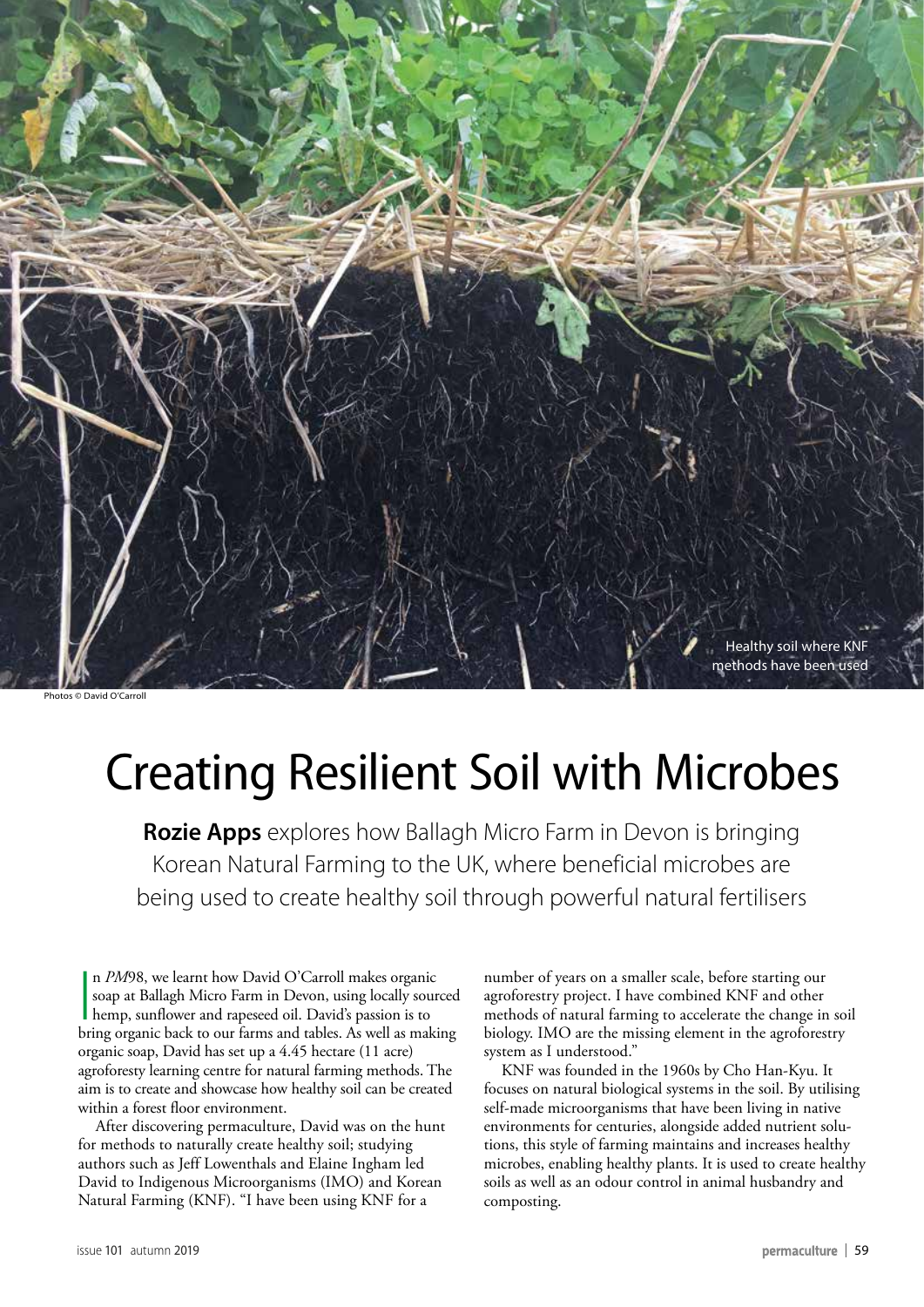Healthy soil where KNF methods have been used

Photos © David O'Carroll

# Creating Resilient Soil with Microbes

**Rozie Apps** explores how Ballagh Micro Farm in Devon is bringing Korean Natural Farming to the UK, where beneficial microbes are being used to create healthy soil through powerful natural fertilisers

In *PM*98, we learnt how David O'Carroll makes organic soap at Ballagh Micro Farm in Devon, using locally sourced hemp, sunflower and rapeseed oil. David's passion is to bring organic back to our farms and tables. As well as making organic soap, David has set up a 4.45 hectare (11 acre) agroforesty learning centre for natural farming methods. The aim is to create and showcase how healthy soil can be created within a forest floor environment.

After discovering permaculture, David was on the hunt for methods to naturally create healthy soil; studying authors such as Jeff Lowenthals and Elaine Ingham led David to Indigenous Microorganisms (IMO) and Korean Natural Farming (KNF). "I have been using KNF for a number of years on a smaller scale, before starting our agroforestry project. I have combined KNF and other methods of natural farming to accelerate the change in soil biology. IMO are the missing element in the agroforestry system as I understood."

KNF was founded in the 1960s by Cho Han-Kyu. It focuses on natural biological systems in the soil. By utilising self-made microorganisms that have been living in native environments for centuries, alongside added nutrient solutions, this style of farming maintains and increases healthy microbes, enabling healthy plants. It is used to create healthy soils as well as an odour control in animal husbandry and composting.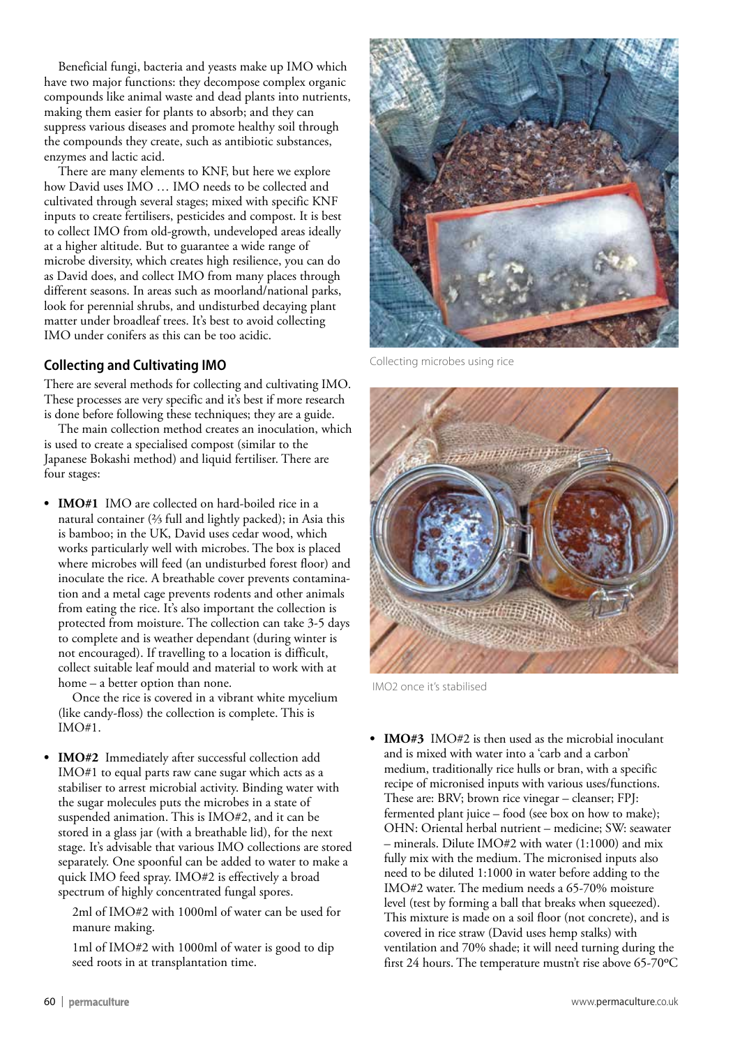Beneficial fungi, bacteria and yeasts make up IMO which have two major functions: they decompose complex organic compounds like animal waste and dead plants into nutrients, making them easier for plants to absorb; and they can suppress various diseases and promote healthy soil through the compounds they create, such as antibiotic substances, enzymes and lactic acid.

There are many elements to KNF, but here we explore how David uses IMO … IMO needs to be collected and cultivated through several stages; mixed with specific KNF inputs to create fertilisers, pesticides and compost. It is best to collect IMO from old-growth, undeveloped areas ideally at a higher altitude. But to guarantee a wide range of microbe diversity, which creates high resilience, you can do as David does, and collect IMO from many places through different seasons. In areas such as moorland/national parks, look for perennial shrubs, and undisturbed decaying plant matter under broadleaf trees. It's best to avoid collecting IMO under conifers as this can be too acidic.

## Collecting and Cultivating IMO

There are several methods for collecting and cultivating IMO. These processes are very specific and it's best if more research is done before following these techniques; they are a guide.

The main collection method creates an inoculation, which is used to create a specialised compost (similar to the Japanese Bokashi method) and liquid fertiliser. There are four stages:

- **IMO#1** IMO are collected on hard-boiled rice in a natural container (⅔ full and lightly packed); in Asia this is bamboo; in the UK, David uses cedar wood, which works particularly well with microbes. The box is placed where microbes will feed (an undisturbed forest floor) and inoculate the rice. A breathable cover prevents contamination and a metal cage prevents rodents and other animals from eating the rice. It's also important the collection is protected from moisture. The collection can take 3-5 days to complete and is weather dependant (during winter is not encouraged). If travelling to a location is difficult, collect suitable leaf mould and material to work with at home – a better option than none.

  Once the rice is covered in a vibrant white mycelium (like candy-floss) the collection is complete. This is IMO#1.

- **IMO#2** Immediately after successful collection add IMO#1 to equal parts raw cane sugar which acts as a stabiliser to arrest microbial activity. Binding water with the sugar molecules puts the microbes in a state of suspended animation. This is IMO#2, and it can be stored in a glass jar (with a breathable lid), for the next stage. It's advisable that various IMO collections are stored separately. One spoonful can be added to water to make a quick IMO feed spray. IMO#2 is effectively a broad spectrum of highly concentrated fungal spores.

  2ml of IMO#2 with 1000ml of water can be used for manure making.

  1ml of IMO#2 with 1000ml of water is good to dip seed roots in at transplantation time.

Collecting microbes using rice

IMO2 once it's stabilised

- **IMO#3** IMO#2 is then used as the microbial inoculant and is mixed with water into a 'carb and a carbon' medium, traditionally rice hulls or bran, with a specific recipe of micronised inputs with various uses/functions. These are: BRV; brown rice vinegar – cleanser; FPJ: fermented plant juice – food (see box on how to make); OHN: Oriental herbal nutrient – medicine; SW: seawater – minerals. Dilute IMO#2 with water (1:1000) and mix fully mix with the medium. The micronised inputs also need to be diluted 1:1000 in water before adding to the IMO#2 water. The medium needs a 65-70% moisture level (test by forming a ball that breaks when squeezed). This mixture is made on a soil floor (not concrete), and is covered in rice straw (David uses hemp stalks) with ventilation and 70% shade; it will need turning during the first 24 hours. The temperature mustn't rise above 65-70ºC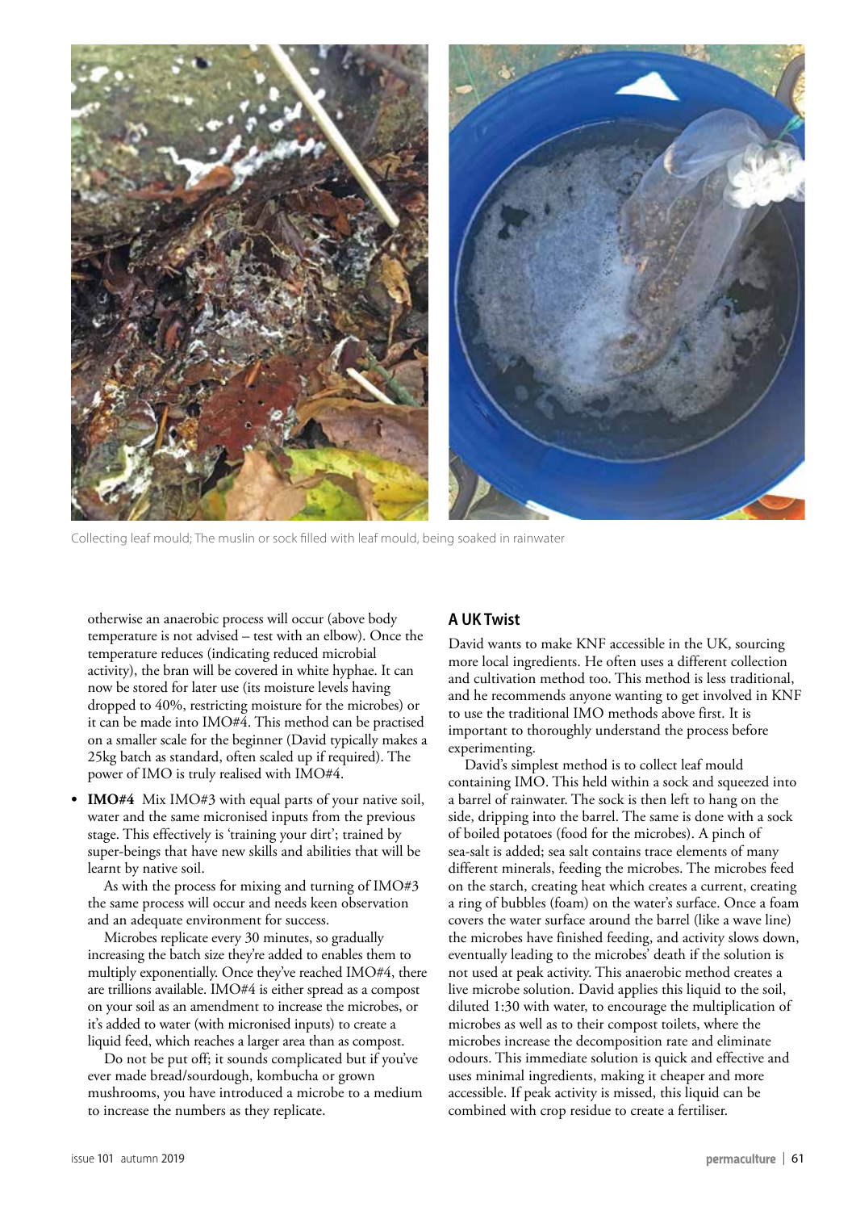Collecting leaf mould; The muslin or sock filled with leaf mould, being soaked in rainwater

otherwise an anaerobic process will occur (above body temperature is not advised – test with an elbow). Once the temperature reduces (indicating reduced microbial activity), the bran will be covered in white hyphae. It can now be stored for later use (its moisture levels having dropped to 40%, restricting moisture for the microbes) or it can be made into IMO#4. This method can be practised on a smaller scale for the beginner (David typically makes a 25kg batch as standard, often scaled up if required). The power of IMO is truly realised with IMO#4.

- **IMO#4** Mix IMO#3 with equal parts of your native soil, water and the same micronised inputs from the previous stage. This effectively is 'training your dirt'; trained by super-beings that have new skills and abilities that will be learnt by native soil.

  As with the process for mixing and turning of IMO#3 the same process will occur and needs keen observation and an adequate environment for success.

  Microbes replicate every 30 minutes, so gradually increasing the batch size they're added to enables them to multiply exponentially. Once they've reached IMO#4, there are trillions available. IMO#4 is either spread as a compost on your soil as an amendment to increase the microbes, or it's added to water (with micronised inputs) to create a liquid feed, which reaches a larger area than as compost.

  Do not be put off; it sounds complicated but if you've ever made bread/sourdough, kombucha or grown mushrooms, you have introduced a microbe to a medium to increase the numbers as they replicate.

## A UK Twist

David wants to make KNF accessible in the UK, sourcing more local ingredients. He often uses a different collection and cultivation method too. This method is less traditional, and he recommends anyone wanting to get involved in KNF to use the traditional IMO methods above first. It is important to thoroughly understand the process before experimenting.

David's simplest method is to collect leaf mould containing IMO. This held within a sock and squeezed into a barrel of rainwater. The sock is then left to hang on the side, dripping into the barrel. The same is done with a sock of boiled potatoes (food for the microbes). A pinch of sea-salt is added; sea salt contains trace elements of many different minerals, feeding the microbes. The microbes feed on the starch, creating heat which creates a current, creating a ring of bubbles (foam) on the water's surface. Once a foam covers the water surface around the barrel (like a wave line) the microbes have finished feeding, and activity slows down, eventually leading to the microbes' death if the solution is not used at peak activity. This anaerobic method creates a live microbe solution. David applies this liquid to the soil, diluted 1:30 with water, to encourage the multiplication of microbes as well as to their compost toilets, where the microbes increase the decomposition rate and eliminate odours. This immediate solution is quick and effective and uses minimal ingredients, making it cheaper and more accessible. If peak activity is missed, this liquid can be combined with crop residue to create a fertiliser.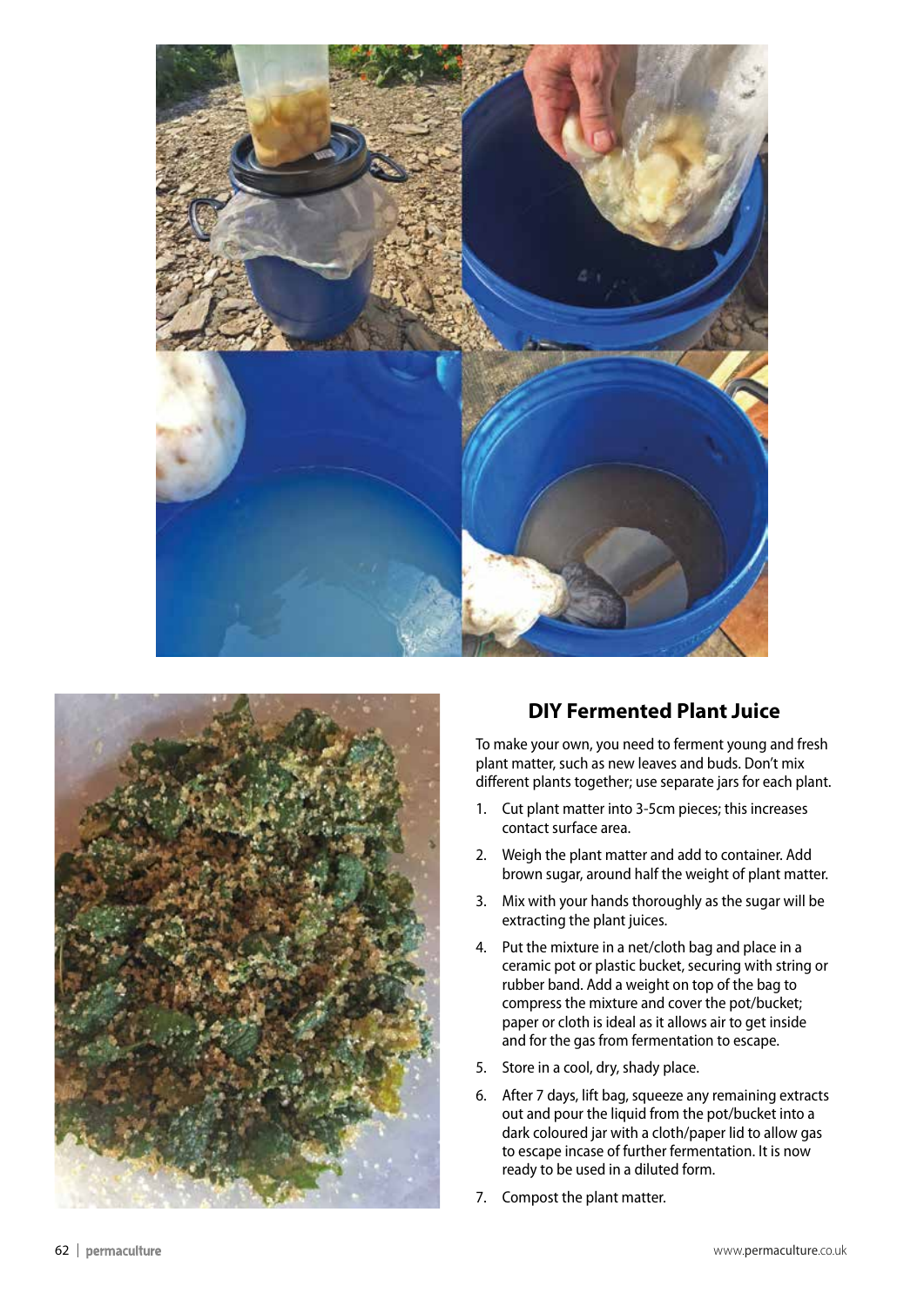## DIY Fermented Plant Juice

To make your own, you need to ferment young and fresh plant matter, such as new leaves and buds. Don't mix different plants together; use separate jars for each plant.

1. Cut plant matter into 3-5cm pieces; this increases contact surface area.
2. Weigh the plant matter and add to container. Add brown sugar, around half the weight of plant matter.
3. Mix with your hands thoroughly as the sugar will be extracting the plant juices.
4. Put the mixture in a net/cloth bag and place in a ceramic pot or plastic bucket, securing with string or rubber band. Add a weight on top of the bag to compress the mixture and cover the pot/bucket; paper or cloth is ideal as it allows air to get inside and for the gas from fermentation to escape.
5. Store in a cool, dry, shady place.
6. After 7 days, lift bag, squeeze any remaining extracts out and pour the liquid from the pot/bucket into a dark coloured jar with a cloth/paper lid to allow gas to escape incase of further fermentation. It is now ready to be used in a diluted form.
7. Compost the plant matter.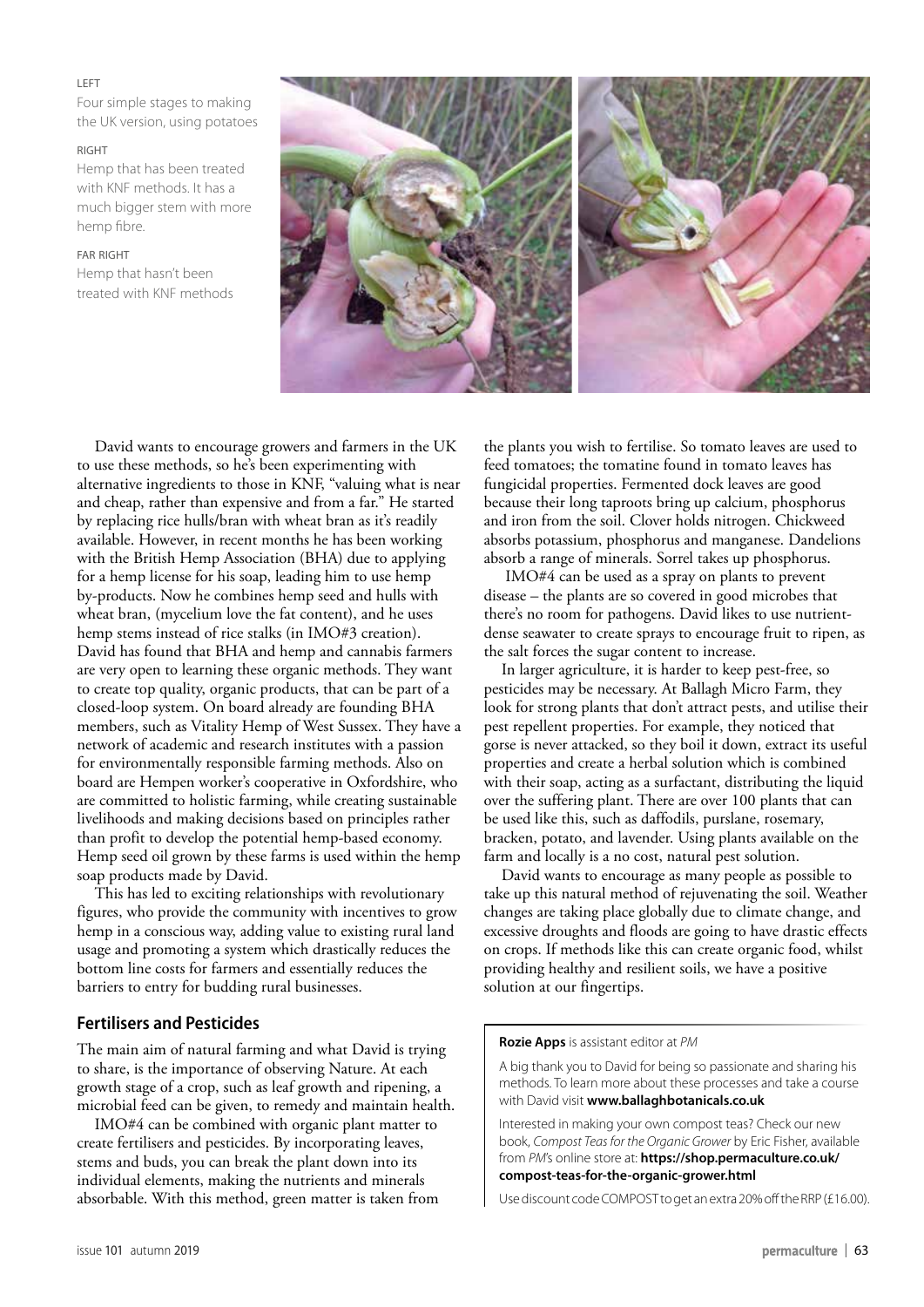LEFT

Four simple stages to making the UK version, using potatoes

RIGHT

Hemp that has been treated with KNF methods. It has a much bigger stem with more hemp fibre.

FAR RIGHT

Hemp that hasn't been treated with KNF methods

David wants to encourage growers and farmers in the UK to use these methods, so he's been experimenting with alternative ingredients to those in KNF, "valuing what is near and cheap, rather than expensive and from a far." He started by replacing rice hulls/bran with wheat bran as it's readily available. However, in recent months he has been working with the British Hemp Association (BHA) due to applying for a hemp license for his soap, leading him to use hemp by-products. Now he combines hemp seed and hulls with wheat bran, (mycelium love the fat content), and he uses hemp stems instead of rice stalks (in IMO#3 creation). David has found that BHA and hemp and cannabis farmers are very open to learning these organic methods. They want to create top quality, organic products, that can be part of a closed-loop system. On board already are founding BHA members, such as Vitality Hemp of West Sussex. They have a network of academic and research institutes with a passion for environmentally responsible farming methods. Also on board are Hempen worker's cooperative in Oxfordshire, who are committed to holistic farming, while creating sustainable livelihoods and making decisions based on principles rather than profit to develop the potential hemp-based economy. Hemp seed oil grown by these farms is used within the hemp soap products made by David.

This has led to exciting relationships with revolutionary figures, who provide the community with incentives to grow hemp in a conscious way, adding value to existing rural land usage and promoting a system which drastically reduces the bottom line costs for farmers and essentially reduces the barriers to entry for budding rural businesses.

## Fertilisers and Pesticides

The main aim of natural farming and what David is trying to share, is the importance of observing Nature. At each growth stage of a crop, such as leaf growth and ripening, a microbial feed can be given, to remedy and maintain health.

IMO#4 can be combined with organic plant matter to create fertilisers and pesticides. By incorporating leaves, stems and buds, you can break the plant down into its individual elements, making the nutrients and minerals absorbable. With this method, green matter is taken from the plants you wish to fertilise. So tomato leaves are used to feed tomatoes; the tomatine found in tomato leaves has fungicidal properties. Fermented dock leaves are good because their long taproots bring up calcium, phosphorus and iron from the soil. Clover holds nitrogen. Chickweed absorbs potassium, phosphorus and manganese. Dandelions absorb a range of minerals. Sorrel takes up phosphorus.

IMO#4 can be used as a spray on plants to prevent disease – the plants are so covered in good microbes that there's no room for pathogens. David likes to use nutrient-dense seawater to create sprays to encourage fruit to ripen, as the salt forces the sugar content to increase.

In larger agriculture, it is harder to keep pest-free, so pesticides may be necessary. At Ballagh Micro Farm, they look for strong plants that don't attract pests, and utilise their pest repellent properties. For example, they noticed that gorse is never attacked, so they boil it down, extract its useful properties and create a herbal solution which is combined with their soap, acting as a surfactant, distributing the liquid over the suffering plant. There are over 100 plants that can be used like this, such as daffodils, purslane, rosemary, bracken, potato, and lavender. Using plants available on the farm and locally is a no cost, natural pest solution.

David wants to encourage as many people as possible to take up this natural method of rejuvenating the soil. Weather changes are taking place globally due to climate change, and excessive droughts and floods are going to have drastic effects on crops. If methods like this can create organic food, whilst providing healthy and resilient soils, we have a positive solution at our fingertips.

**Rozie Apps** is assistant editor at *PM*

A big thank you to David for being so passionate and sharing his methods. To learn more about these processes and take a course with David visit **www.ballaghbotanicals.co.uk**

Interested in making your own compost teas? Check our new book, *Compost Teas for the Organic Grower* by Eric Fisher, available from *PM*'s online store at: **https://shop.permaculture.co.uk/compost-teas-for-the-organic-grower.html**

Use discount code COMPOST to get an extra 20% off the RRP (£16.00).